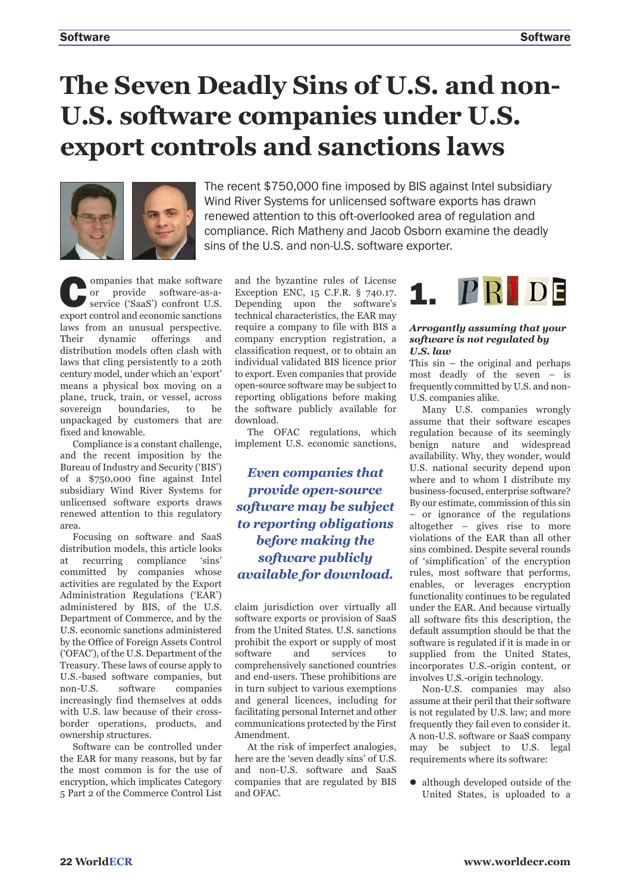# The Seven Deadly Sins of U.S. and non-U.S. software companies under U.S. export controls and sanctions laws

The recent $750,000 fine imposed by BIS against Intel subsidiary Wind River Systems for unlicensed software exports has drawn renewed attention to this oft-overlooked area of regulation and compliance. Rich Matheny and Jacob Osborn examine the deadly sins of the U.S. and non-U.S. software exporter.

Companies that make software or provide software-as-a-service ('SaaS') confront U.S. export control and economic sanctions laws from an unusual perspective. Their dynamic offerings and distribution models often clash with laws that cling persistently to a 20th century model, under which an 'export' means a physical box moving on a plane, truck, train, or vessel, across sovereign boundaries, to be unpackaged by customers that are fixed and knowable.

Compliance is a constant challenge, and the recent imposition by the Bureau of Industry and Security ('BIS') of a $750,000 fine against Intel subsidiary Wind River Systems for unlicensed software exports draws renewed attention to this regulatory area.

Focusing on software and SaaS distribution models, this article looks at recurring compliance 'sins' committed by companies whose activities are regulated by the Export Administration Regulations ('EAR') administered by BIS, of the U.S. Department of Commerce, and by the U.S. economic sanctions administered by the Office of Foreign Assets Control ('OFAC'), of the U.S. Department of the Treasury. These laws of course apply to U.S.-based software companies, but non-U.S. software companies increasingly find themselves at odds with U.S. law because of their cross-border operations, products, and ownership structures.

Software can be controlled under the EAR for many reasons, but by far the most common is for the use of encryption, which implicates Category 5 Part 2 of the Commerce Control List and the byzantine rules of License Exception ENC, 15 C.F.R. § 740.17. Depending upon the software's technical characteristics, the EAR may require a company to file with BIS a company encryption registration, a classification request, or to obtain an individual validated BIS licence prior to export. Even companies that provide open-source software may be subject to reporting obligations before making the software publicly available for download.

The OFAC regulations, which implement U.S. economic sanctions, claim jurisdiction over virtually all software exports or provision of SaaS from the United States. U.S. sanctions prohibit the export or supply of most software and services to comprehensively sanctioned countries and end-users. These prohibitions are in turn subject to various exemptions and general licences, including for facilitating personal Internet and other communications protected by the First Amendment.

> ***Even companies that provide open-source software may be subject to reporting obligations before making the software publicly available for download.***

At the risk of imperfect analogies, here are the 'seven deadly sins' of U.S. and non-U.S. software and SaaS companies that are regulated by BIS and OFAC.

## 1. PRIDE

***Arrogantly assuming that your software is not regulated by U.S. law***

This sin – the original and perhaps most deadly of the seven – is frequently committed by U.S. and non-U.S. companies alike.

Many U.S. companies wrongly assume that their software escapes regulation because of its seemingly benign nature and widespread availability. Why, they wonder, would U.S. national security depend upon where and to whom I distribute my business-focused, enterprise software? By our estimate, commission of this sin – or ignorance of the regulations altogether – gives rise to more violations of the EAR than all other sins combined. Despite several rounds of 'simplification' of the encryption rules, most software that performs, enables, or leverages encryption functionality continues to be regulated under the EAR. And because virtually all software fits this description, the default assumption should be that the software is regulated if it is made in or supplied from the United States, incorporates U.S.-origin content, or involves U.S.-origin technology.

Non-U.S. companies may also assume at their peril that their software is not regulated by U.S. law; and more frequently they fail even to consider it. A non-U.S. software or SaaS company may be subject to U.S. legal requirements where its software:

- although developed outside of the United States, is uploaded to a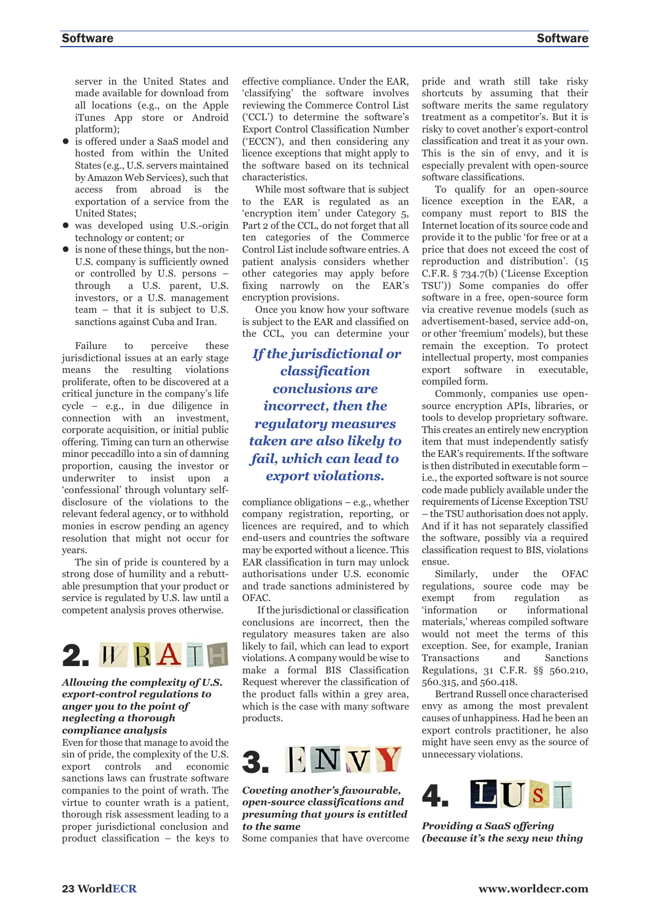server in the United States and made available for download from all locations (e.g., on the Apple iTunes App store or Android platform);

- is offered under a SaaS model and hosted from within the United States (e.g., U.S. servers maintained by Amazon Web Services), such that access from abroad is the exportation of a service from the United States;
- was developed using U.S.-origin technology or content; or
- is none of these things, but the non-U.S. company is sufficiently owned or controlled by U.S. persons – through a U.S. parent, U.S. investors, or a U.S. management team – that it is subject to U.S. sanctions against Cuba and Iran.

Failure to perceive these jurisdictional issues at an early stage means the resulting violations proliferate, often to be discovered at a critical juncture in the company's life cycle – e.g., in due diligence in connection with an investment, corporate acquisition, or initial public offering. Timing can turn an otherwise minor peccadillo into a sin of damning proportion, causing the investor or underwriter to insist upon a 'confessional' through voluntary self-disclosure of the violations to the relevant federal agency, or to withhold monies in escrow pending an agency resolution that might not occur for years.

The sin of pride is countered by a strong dose of humility and a rebuttable presumption that your product or service is regulated by U.S. law until a competent analysis proves otherwise.

## 2. WRATH

***Allowing the complexity of U.S. export-control regulations to anger you to the point of neglecting a thorough compliance analysis***

Even for those that manage to avoid the sin of pride, the complexity of the U.S. export controls and economic sanctions laws can frustrate software companies to the point of wrath. The virtue to counter wrath is a patient, thorough risk assessment leading to a proper jurisdictional conclusion and product classification – the keys to effective compliance. Under the EAR, 'classifying' the software involves reviewing the Commerce Control List ('CCL') to determine the software's Export Control Classification Number ('ECCN'), and then considering any licence exceptions that might apply to the software based on its technical characteristics.

While most software that is subject to the EAR is regulated as an 'encryption item' under Category 5, Part 2 of the CCL, do not forget that all ten categories of the Commerce Control List include software entries. A patient analysis considers whether other categories may apply before fixing narrowly on the EAR's encryption provisions.

Once you know how your software is subject to the EAR and classified on the CCL, you can determine your compliance obligations – e.g., whether company registration, reporting, or licences are required, and to which end-users and countries the software may be exported without a licence. This EAR classification in turn may unlock authorisations under U.S. economic and trade sanctions administered by OFAC.

> ***If the jurisdictional or classification conclusions are incorrect, then the regulatory measures taken are also likely to fail, which can lead to export violations.***

If the jurisdictional or classification conclusions are incorrect, then the regulatory measures taken are also likely to fail, which can lead to export violations. A company would be wise to make a formal BIS Classification Request wherever the classification of the product falls within a grey area, which is the case with many software products.

## 3. ENVY

***Coveting another's favourable, open-source classifications and presuming that yours is entitled to the same***

Some companies that have overcome pride and wrath still take risky shortcuts by assuming that their software merits the same regulatory treatment as a competitor's. But it is risky to covet another's export-control classification and treat it as your own. This is the sin of envy, and it is especially prevalent with open-source software classifications.

To qualify for an open-source licence exception in the EAR, a company must report to BIS the Internet location of its source code and provide it to the public 'for free or at a price that does not exceed the cost of reproduction and distribution.' (15 C.F.R. § 734.7(b) ('License Exception TSU')) Some companies do offer software in a free, open-source form via creative revenue models (such as advertisement-based, service add-on, or other 'freemium' models), but these remain the exception. To protect intellectual property, most companies export software in executable, compiled form.

Commonly, companies use open-source encryption APIs, libraries, or tools to develop proprietary software. This creates an entirely new encryption item that must independently satisfy the EAR's requirements. If the software is then distributed in executable form – i.e., the exported software is not source code made publicly available under the requirements of License Exception TSU – the TSU authorisation does not apply. And if it has not separately classified the software, possibly via a required classification request to BIS, violations ensue.

Similarly, under the OFAC regulations, source code may be exempt from regulation as 'information or informational materials,' whereas compiled software would not meet the terms of this exception. See, for example, Iranian Transactions and Sanctions Regulations, 31 C.F.R. §§ 560.210, 560.315, and 560.418.

Bertrand Russell once characterised envy as among the most prevalent causes of unhappiness. Had he been an export controls practitioner, he also might have seen envy as the source of unnecessary violations.

## 4. LUST

***Providing a SaaS offering (because it's the sexy new thing***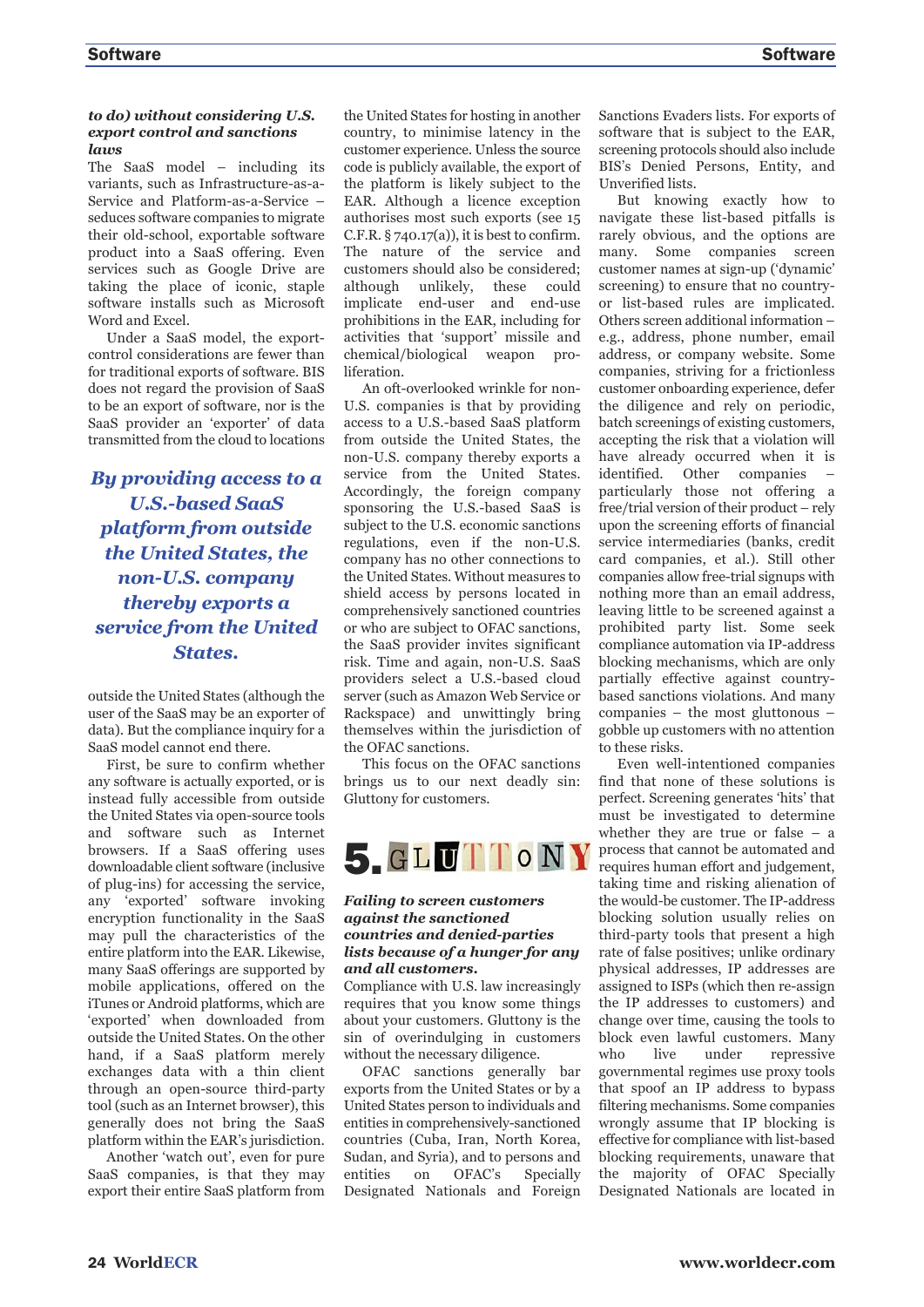***to do) without considering U.S. export control and sanctions laws***

The SaaS model – including its variants, such as Infrastructure-as-a-Service and Platform-as-a-Service – seduces software companies to migrate their old-school, exportable software product into a SaaS offering. Even services such as Google Drive are taking the place of iconic, staple software installs such as Microsoft Word and Excel.

Under a SaaS model, the export-control considerations are fewer than for traditional exports of software. BIS does not regard the provision of SaaS to be an export of software, nor is the SaaS provider an 'exporter' of data transmitted from the cloud to locations outside the United States (although the user of the SaaS may be an exporter of data). But the compliance inquiry for a SaaS model cannot end there.

> ***By providing access to a U.S.-based SaaS platform from outside the United States, the non-U.S. company thereby exports a service from the United States.***

First, be sure to confirm whether any software is actually exported, or is instead fully accessible from outside the United States via open-source tools and software such as Internet browsers. If a SaaS offering uses downloadable client software (inclusive of plug-ins) for accessing the service, any 'exported' software invoking encryption functionality in the SaaS may pull the characteristics of the entire platform into the EAR. Likewise, many SaaS offerings are supported by mobile applications, offered on the iTunes or Android platforms, which are 'exported' when downloaded from outside the United States. On the other hand, if a SaaS platform merely exchanges data with a thin client through an open-source third-party tool (such as an Internet browser), this generally does not bring the SaaS platform within the EAR's jurisdiction.

Another 'watch out', even for pure SaaS companies, is that they may export their entire SaaS platform from the United States for hosting in another country, to minimise latency in the customer experience. Unless the source code is publicly available, the export of the platform is likely subject to the EAR. Although a licence exception authorises most such exports (see 15 C.F.R. § 740.17(a)), it is best to confirm. The nature of the service and customers should also be considered; although unlikely, these could implicate end-user and end-use prohibitions in the EAR, including for activities that 'support' missile and chemical/biological weapon proliferation.

An oft-overlooked wrinkle for non-U.S. companies is that by providing access to a U.S.-based SaaS platform from outside the United States, the non-U.S. company thereby exports a service from the United States. Accordingly, the foreign company sponsoring the U.S.-based SaaS is subject to the U.S. economic sanctions regulations, even if the non-U.S. company has no other connections to the United States. Without measures to shield access by persons located in comprehensively sanctioned countries or who are subject to OFAC sanctions, the SaaS provider invites significant risk. Time and again, non-U.S. SaaS providers select a U.S.-based cloud server (such as Amazon Web Service or Rackspace) and unwittingly bring themselves within the jurisdiction of the OFAC sanctions.

This focus on the OFAC sanctions brings us to our next deadly sin: Gluttony for customers.

## 5. GLUTTONY

***Failing to screen customers against the sanctioned countries and denied-parties lists because of a hunger for any and all customers.***

Compliance with U.S. law increasingly requires that you know some things about your customers. Gluttony is the sin of overindulging in customers without the necessary diligence.

OFAC sanctions generally bar exports from the United States or by a United States person to individuals and entities in comprehensively-sanctioned countries (Cuba, Iran, North Korea, Sudan, and Syria), and to persons and entities on OFAC's Specially Designated Nationals and Foreign Sanctions Evaders lists. For exports of software that is subject to the EAR, screening protocols should also include BIS's Denied Persons, Entity, and Unverified lists.

But knowing exactly how to navigate these list-based pitfalls is rarely obvious, and the options are many. Some companies screen customer names at sign-up ('dynamic' screening) to ensure that no country- or list-based rules are implicated. Others screen additional information – e.g., address, phone number, email address, or company website. Some companies, striving for a frictionless customer onboarding experience, defer the diligence and rely on periodic, batch screenings of existing customers, accepting the risk that a violation will have already occurred when it is identified. Other companies – particularly those not offering a free/trial version of their product – rely upon the screening efforts of financial service intermediaries (banks, credit card companies, et al.). Still other companies allow free-trial signups with nothing more than an email address, leaving little to be screened against a prohibited party list. Some seek compliance automation via IP-address blocking mechanisms, which are only partially effective against country-based sanctions violations. And many companies – the most gluttonous – gobble up customers with no attention to these risks.

Even well-intentioned companies find that none of these solutions is perfect. Screening generates 'hits' that must be investigated to determine whether they are true or false – a process that cannot be automated and requires human effort and judgement, taking time and risking alienation of the would-be customer. The IP-address blocking solution usually relies on third-party tools that present a high rate of false positives; unlike ordinary physical addresses, IP addresses are assigned to ISPs (which then re-assign the IP addresses to customers) and change over time, causing the tools to block even lawful customers. Many who live under repressive governmental regimes use proxy tools that spoof an IP address to bypass filtering mechanisms. Some companies wrongly assume that IP blocking is effective for compliance with list-based blocking requirements, unaware that the majority of OFAC Specially Designated Nationals are located in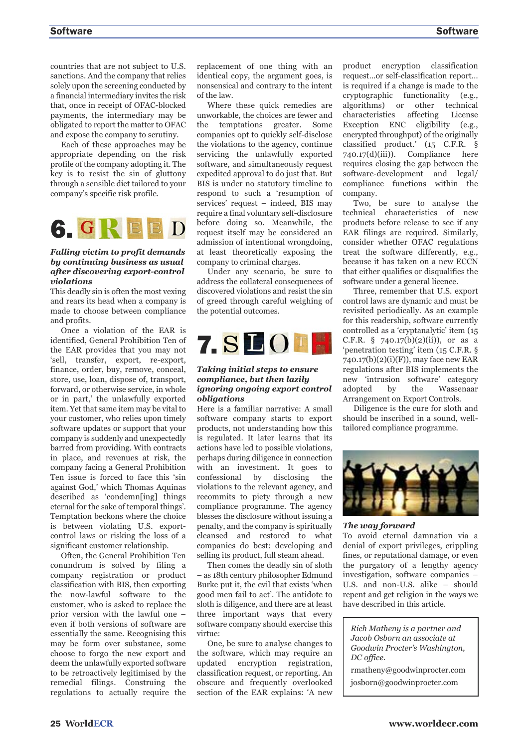countries that are not subject to U.S. sanctions. And the company that relies solely upon the screening conducted by a financial intermediary invites the risk that, once in receipt of OFAC-blocked payments, the intermediary may be obligated to report the matter to OFAC and expose the company to scrutiny.

Each of these approaches may be appropriate depending on the risk profile of the company adopting it. The key is to resist the sin of gluttony through a sensible diet tailored to your company's specific risk profile.

## 6. GREED

***Falling victim to profit demands by continuing business as usual after discovering export-control violations***

This deadly sin is often the most vexing and rears its head when a company is made to choose between compliance and profits.

Once a violation of the EAR is identified, General Prohibition Ten of the EAR provides that you may not 'sell, transfer, export, re-export, finance, order, buy, remove, conceal, store, use, loan, dispose of, transport, forward, or otherwise service, in whole or in part,' the unlawfully exported item. Yet that same item may be vital to your customer, who relies upon timely software updates or support that your company is suddenly and unexpectedly barred from providing. With contracts in place, and revenues at risk, the company facing a General Prohibition Ten issue is forced to face this 'sin against God,' which Thomas Aquinas described as 'condemn[ing] things eternal for the sake of temporal things'. Temptation beckons where the choice is between violating U.S. export-control laws or risking the loss of a significant customer relationship.

Often, the General Prohibition Ten conundrum is solved by filing a company registration or product classification with BIS, then exporting the now-lawful software to the customer, who is asked to replace the prior version with the lawful one – even if both versions of software are essentially the same. Recognising this may be form over substance, some choose to forgo the new export and deem the unlawfully exported software to be retroactively legitimised by the remedial filings. Construing the regulations to actually require the replacement of one thing with an identical copy, the argument goes, is nonsensical and contrary to the intent of the law.

Where these quick remedies are unworkable, the choices are fewer and the temptations greater. Some companies opt to quickly self-disclose the violations to the agency, continue servicing the unlawfully exported software, and simultaneously request expedited approval to do just that. But BIS is under no statutory timeline to respond to such a 'resumption of services' request – indeed, BIS may require a final voluntary self-disclosure before doing so. Meanwhile, the request itself may be considered an admission of intentional wrongdoing, at least theoretically exposing the company to criminal charges.

Under any scenario, be sure to address the collateral consequences of discovered violations and resist the sin of greed through careful weighing of the potential outcomes.

## 7. SLOTH

***Taking initial steps to ensure compliance, but then lazily ignoring ongoing export control obligations***

Here is a familiar narrative: A small software company starts to export products, not understanding how this is regulated. It later learns that its actions have led to possible violations, perhaps during diligence in connection with an investment. It goes to confessional by disclosing the violations to the relevant agency, and recommits to piety through a new compliance programme. The agency blesses the disclosure without issuing a penalty, and the company is spiritually cleansed and restored to what companies do best: developing and selling its product, full steam ahead.

Then comes the deadly sin of sloth – as 18th century philosopher Edmund Burke put it, the evil that exists 'when good men fail to act'. The antidote to sloth is diligence, and there are at least three important ways that every software company should exercise this virtue:

One, be sure to analyse changes to the software, which may require an updated encryption registration, classification request, or reporting. An obscure and frequently overlooked section of the EAR explains: 'A new product encryption classification request…or self-classification report… is required if a change is made to the cryptographic functionality (e.g., algorithms) or other technical characteristics affecting License Exception ENC eligibility (e.g., encrypted throughput) of the originally classified product.' (15 C.F.R. § 740.17(d)(iii)). Compliance here requires closing the gap between the software-development and legal/compliance functions within the company.

Two, be sure to analyse the technical characteristics of new products before release to see if any EAR filings are required. Similarly, consider whether OFAC regulations treat the software differently, e.g., because it has taken on a new ECCN that either qualifies or disqualifies the software under a general licence.

Three, remember that U.S. export control laws are dynamic and must be revisited periodically. As an example for this readership, software currently controlled as a 'cryptanalytic' item (15 C.F.R. § 740.17(b)(2)(ii)), or as a 'penetration testing' item (15 C.F.R. § 740.17(b)(2)(i)(F)), may face new EAR regulations after BIS implements the new 'intrusion software' category adopted by the Wassenaar Arrangement on Export Controls.

Diligence is the cure for sloth and should be inscribed in a sound, well-tailored compliance programme.

## *The way forward*

To avoid eternal damnation via a denial of export privileges, crippling fines, or reputational damage, or even the purgatory of a lengthy agency investigation, software companies – U.S. and non-U.S. alike – should repent and get religion in the ways we have described in this article.

*Rich Matheny is a partner and Jacob Osborn an associate at Goodwin Procter's Washington, DC office.*

rmatheny@goodwinprocter.com

josborn@goodwinprocter.com